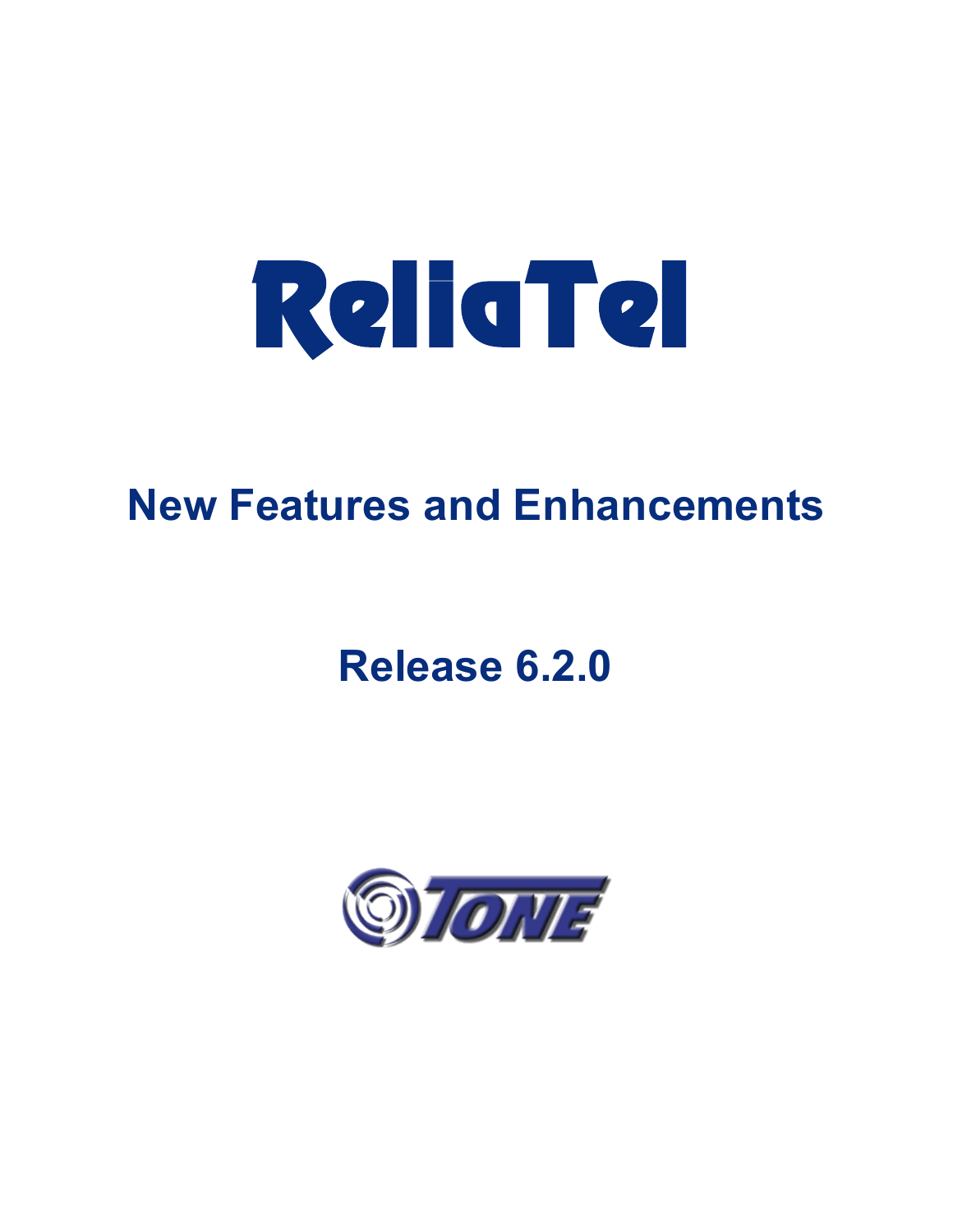# ReliaTel

## New Features and Enhancements

## Release 6.2.0

TONE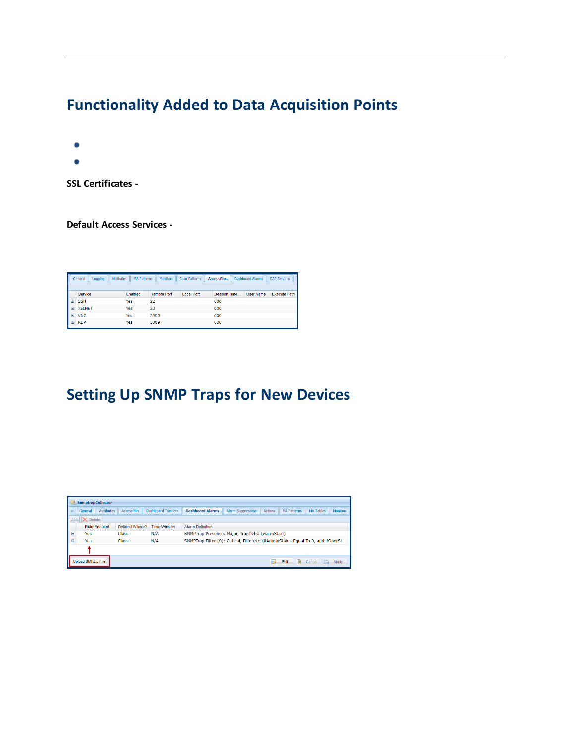## Functionality Added to Data Acquisition Points

- 
- 

**SSL Certificates -**

**Default Access Services -**

| General | Logging | Attributes | MA Patterns | Monitors | Scan Patterns | AccessPlus | Dashboard Alarms | DAP Services |
|---|---|---|---|---|---|---|---|---|

| Service | Enabled | Remote Port | Local Port | Session Time... | User Name | Execute Path |
|---|---|---|---|---|---|---|
| SSH | Yes | 22 | | 600 | | |
| TELNET | Yes | 23 | | 600 | | |
| VNC | Yes | 5900 | | 600 | | |
| RDP | Yes | 3389 | | 600 | | |

## Setting Up SNMP Traps for New Devices

SnmptrapCollector

| General | Attributes | AccessPlus | Dashboard Tonelets | Dashboard Alarms | Alarm Suppression | Actions | MA Patterns | MA Tables | Monitors |
|---|---|---|---|---|---|---|---|---|---|

Add | Delete

| Rule Enabled | Defined Where? | Time Window | Alarm Definition |
|---|---|---|---|
| Yes | Class | N/A | SNMPTrap Presence: Major, TrapDefs: (warmStart) |
| Yes | Class | N/A | SNMPTrap Filter (0): Critical, Filter(s): (ifAdminStatus Equal To 0, and ifOperSt... |

Upload SMI Zip File | Edit | Cancel | Apply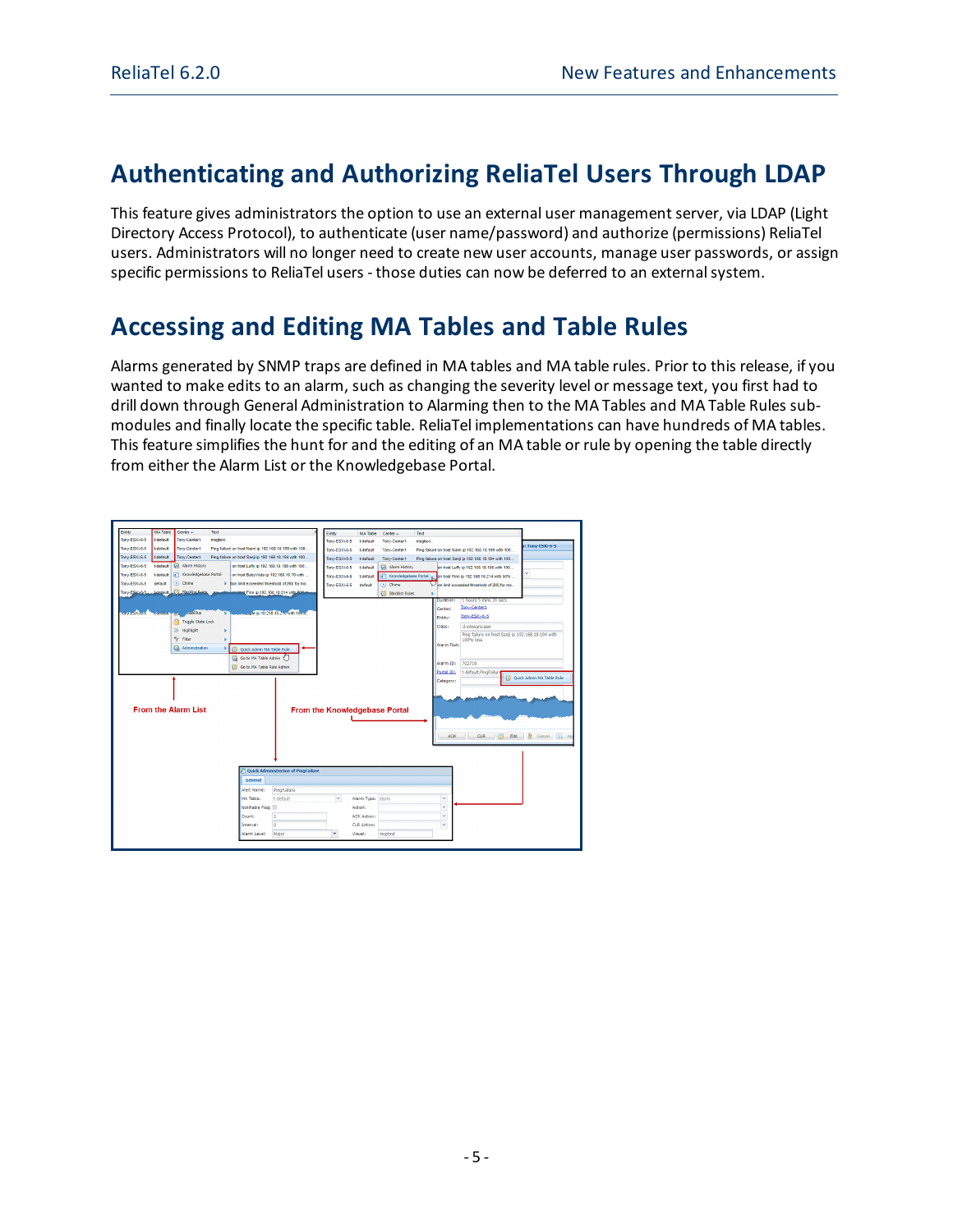## Authenticating and Authorizing ReliaTel Users Through LDAP

This feature gives administrators the option to use an external user management server, via LDAP (Light Directory Access Protocol), to authenticate (user name/password) and authorize (permissions) ReliaTel users. Administrators will no longer need to create new user accounts, manage user passwords, or assign specific permissions to ReliaTel users - those duties can now be deferred to an external system.

## Accessing and Editing MA Tables and Table Rules

Alarms generated by SNMP traps are defined in MA tables and MA table rules. Prior to this release, if you wanted to make edits to an alarm, such as changing the severity level or message text, you first had to drill down through General Administration to Alarming then to the MA Tables and MA Table Rules sub-modules and finally locate the specific table. ReliaTel implementations can have hundreds of MA tables. This feature simplifies the hunt for and the editing of an MA table or rule by opening the table directly from either the Alarm List or the Knowledgebase Portal.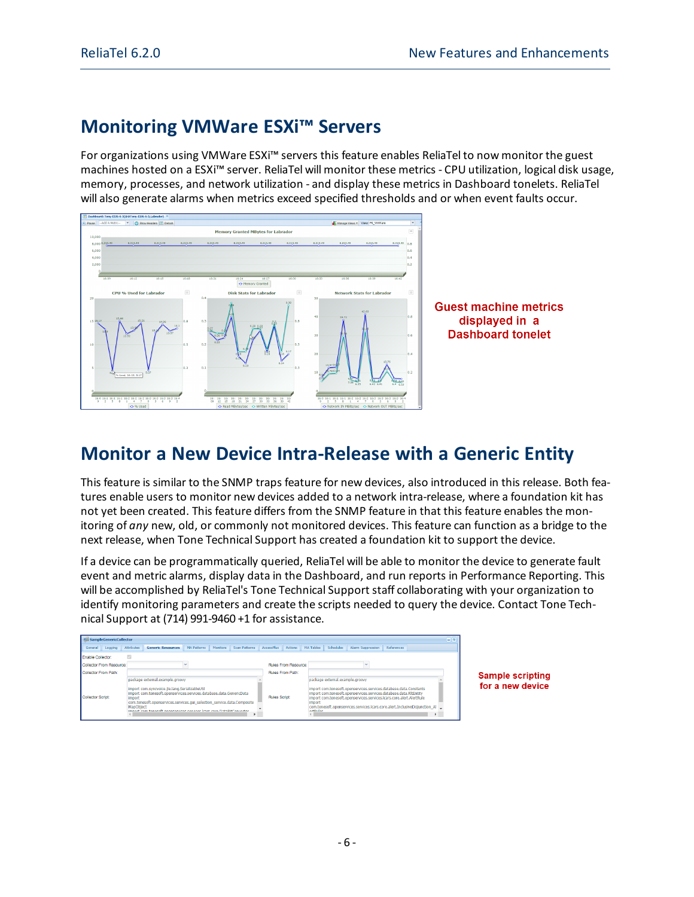## Monitoring VMWare ESXi™ Servers

For organizations using VMWare ESXi™ servers this feature enables ReliaTel to now monitor the guest machines hosted on a ESXi™ server. ReliaTel will monitor these metrics - CPU utilization, logical disk usage, memory, processes, and network utilization - and display these metrics in Dashboard tonelets. ReliaTel will also generate alarms when metrics exceed specified thresholds and or when event faults occur.

Guest machine metrics displayed in a Dashboard tonelet

## Monitor a New Device Intra-Release with a Generic Entity

This feature is similar to the SNMP traps feature for new devices, also introduced in this release. Both features enable users to monitor new devices added to a network intra-release, where a foundation kit has not yet been created. This feature differs from the SNMP feature in that this feature enables the monitoring of *any* new, old, or commonly not monitored devices. This feature can function as a bridge to the next release, when Tone Technical Support has created a foundation kit to support the device.

If a device can be programmatically queried, ReliaTel will be able to monitor the device to generate fault event and metric alarms, display data in the Dashboard, and run reports in Performance Reporting. This will be accomplished by ReliaTel's Tone Technical Support staff collaborating with your organization to identify monitoring parameters and create the scripts needed to query the device. Contact Tone Technical Support at (714) 991-9460 +1 for assistance.

Sample scripting for a new device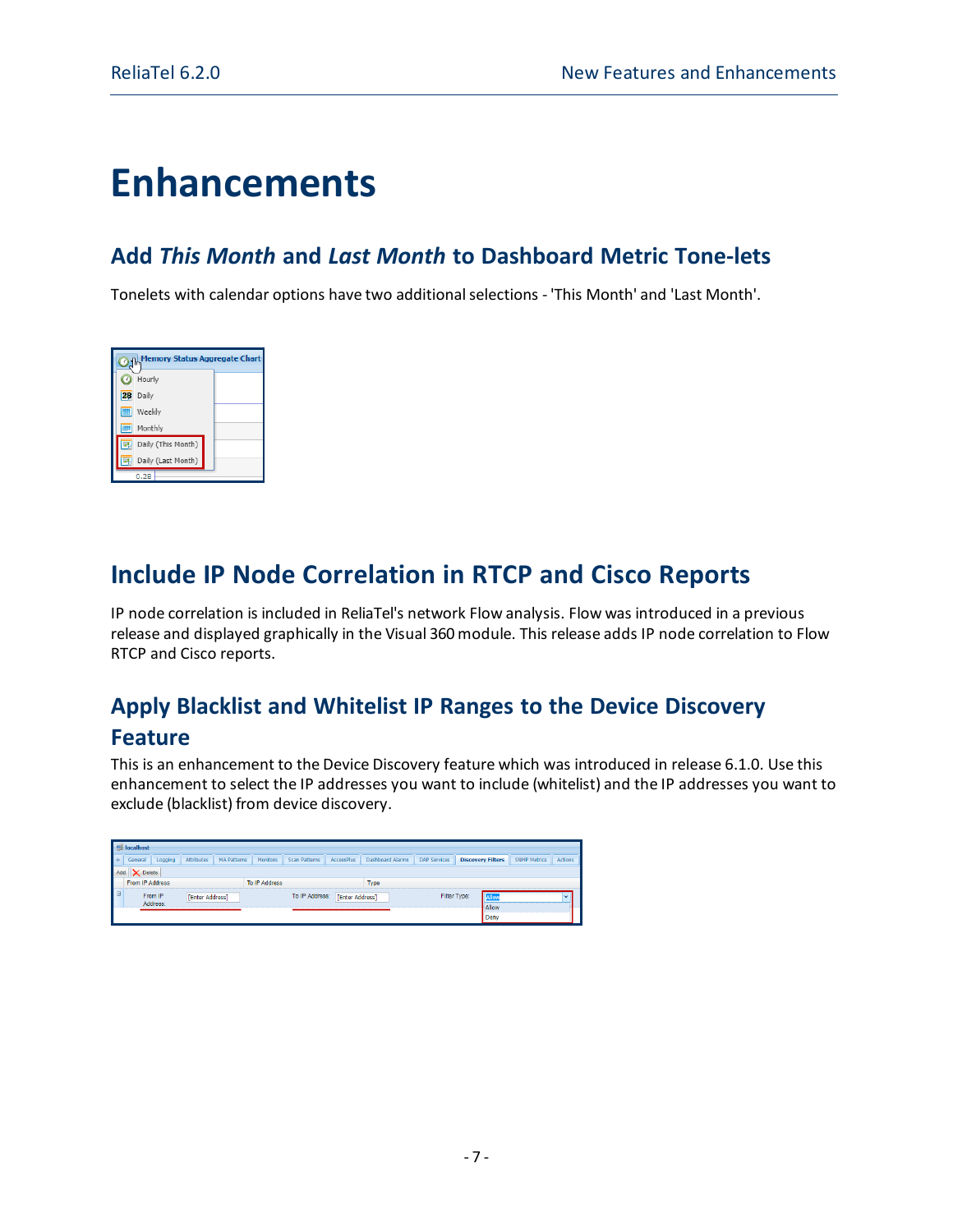# Enhancements

## Add *This Month* and *Last Month* to Dashboard Metric Tone-lets

Tonelets with calendar options have two additional selections - 'This Month' and 'Last Month'.

## Include IP Node Correlation in RTCP and Cisco Reports

IP node correlation is included in ReliaTel's network Flow analysis. Flow was introduced in a previous release and displayed graphically in the Visual 360 module. This release adds IP node correlation to Flow RTCP and Cisco reports.

## Apply Blacklist and Whitelist IP Ranges to the Device Discovery Feature

This is an enhancement to the Device Discovery feature which was introduced in release 6.1.0. Use this enhancement to select the IP addresses you want to include (whitelist) and the IP addresses you want to exclude (blacklist) from device discovery.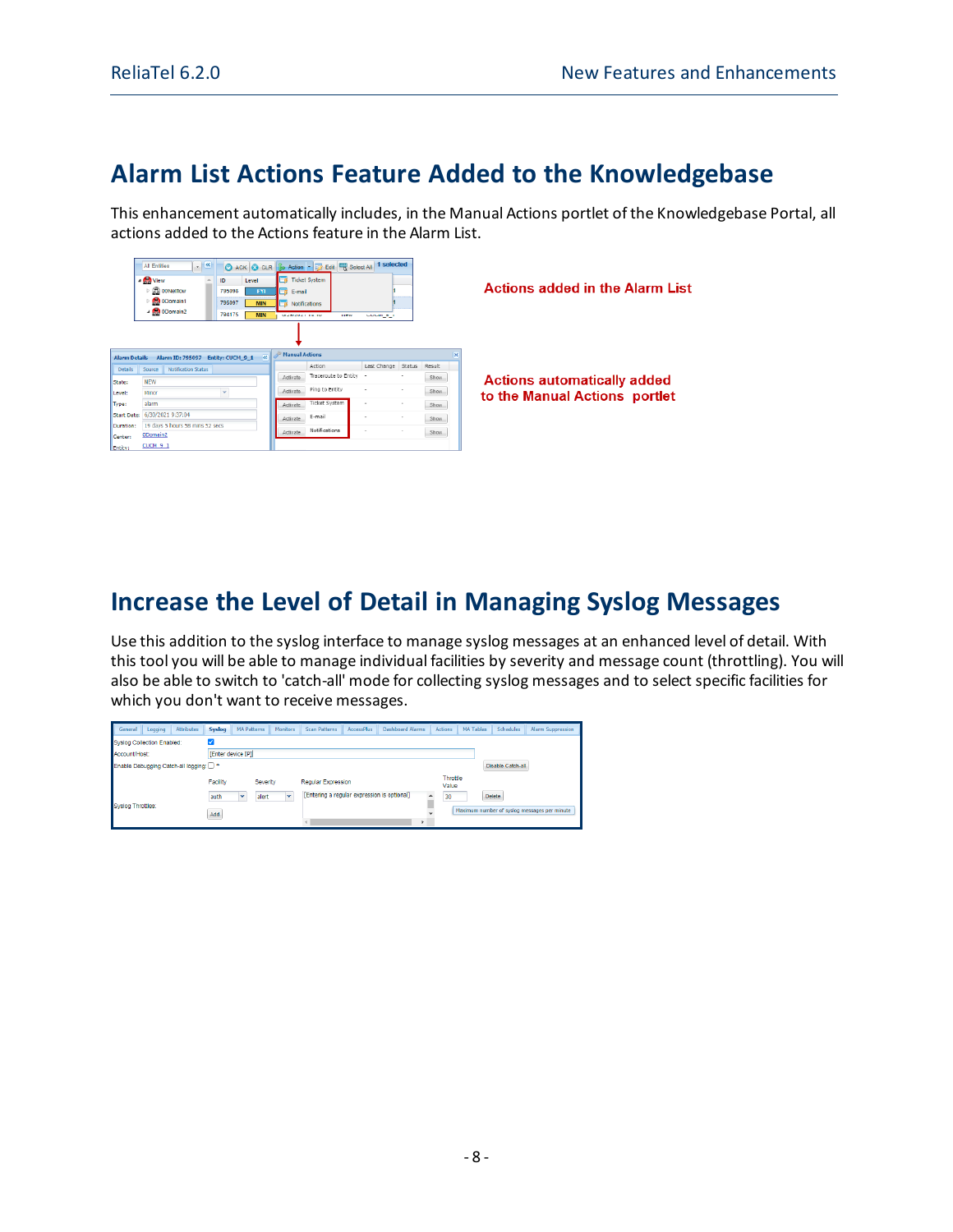## Alarm List Actions Feature Added to the Knowledgebase

This enhancement automatically includes, in the Manual Actions portlet of the Knowledgebase Portal, all actions added to the Actions feature in the Alarm List.

Actions added in the Alarm List

Actions automatically added to the Manual Actions portlet

## Increase the Level of Detail in Managing Syslog Messages

Use this addition to the syslog interface to manage syslog messages at an enhanced level of detail. With this tool you will be able to manage individual facilities by severity and message count (throttling). You will also be able to switch to 'catch-all' mode for collecting syslog messages and to select specific facilities for which you don't want to receive messages.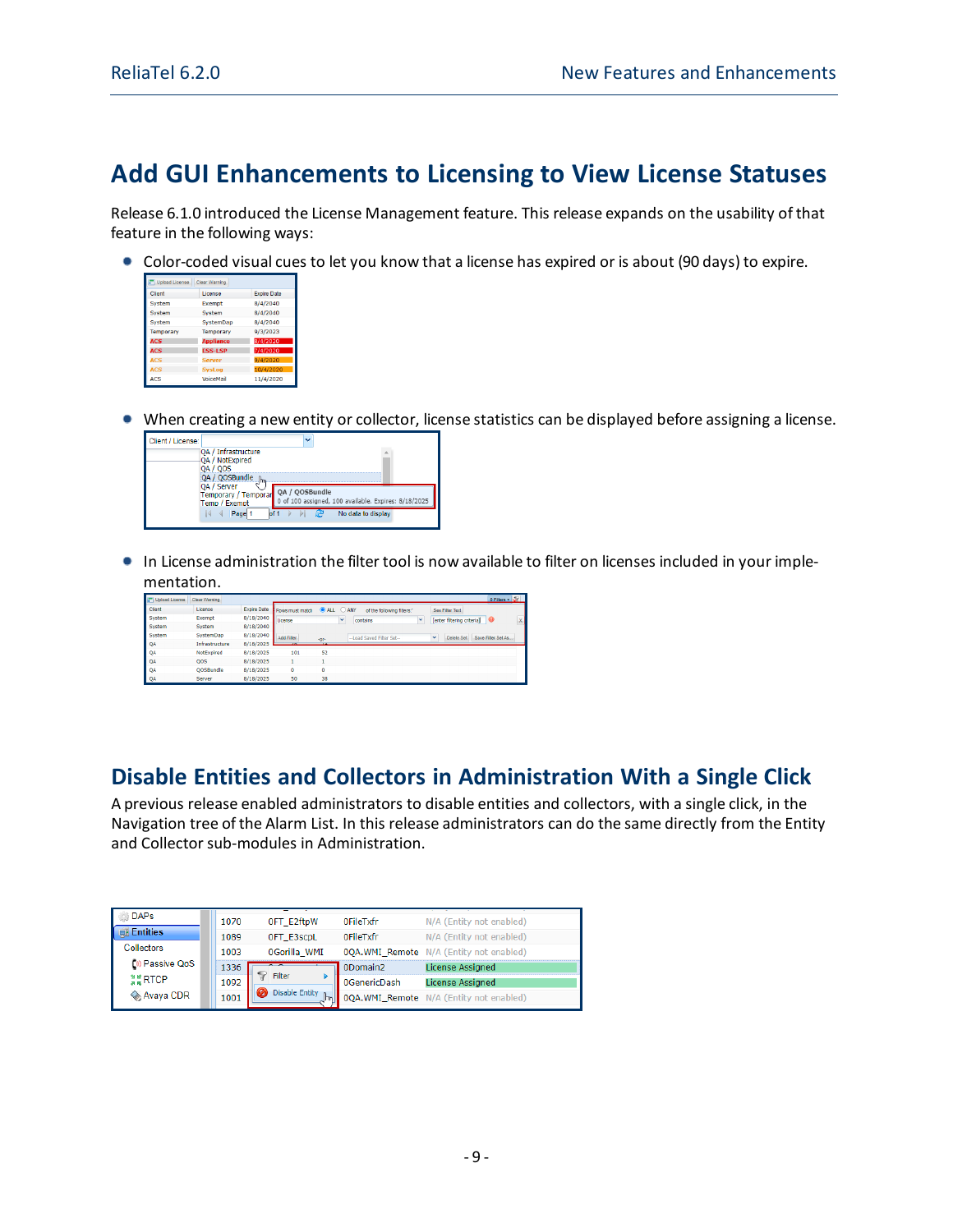## Add GUI Enhancements to Licensing to View License Statuses

Release 6.1.0 introduced the License Management feature. This release expands on the usability of that feature in the following ways:

- Color-coded visual cues to let you know that a license has expired or is about (90 days) to expire.
- When creating a new entity or collector, license statistics can be displayed before assigning a license.
- In License administration the filter tool is now available to filter on licenses included in your implementation.

## Disable Entities and Collectors in Administration With a Single Click

A previous release enabled administrators to disable entities and collectors, with a single click, in the Navigation tree of the Alarm List. In this release administrators can do the same directly from the Entity and Collector sub-modules in Administration.